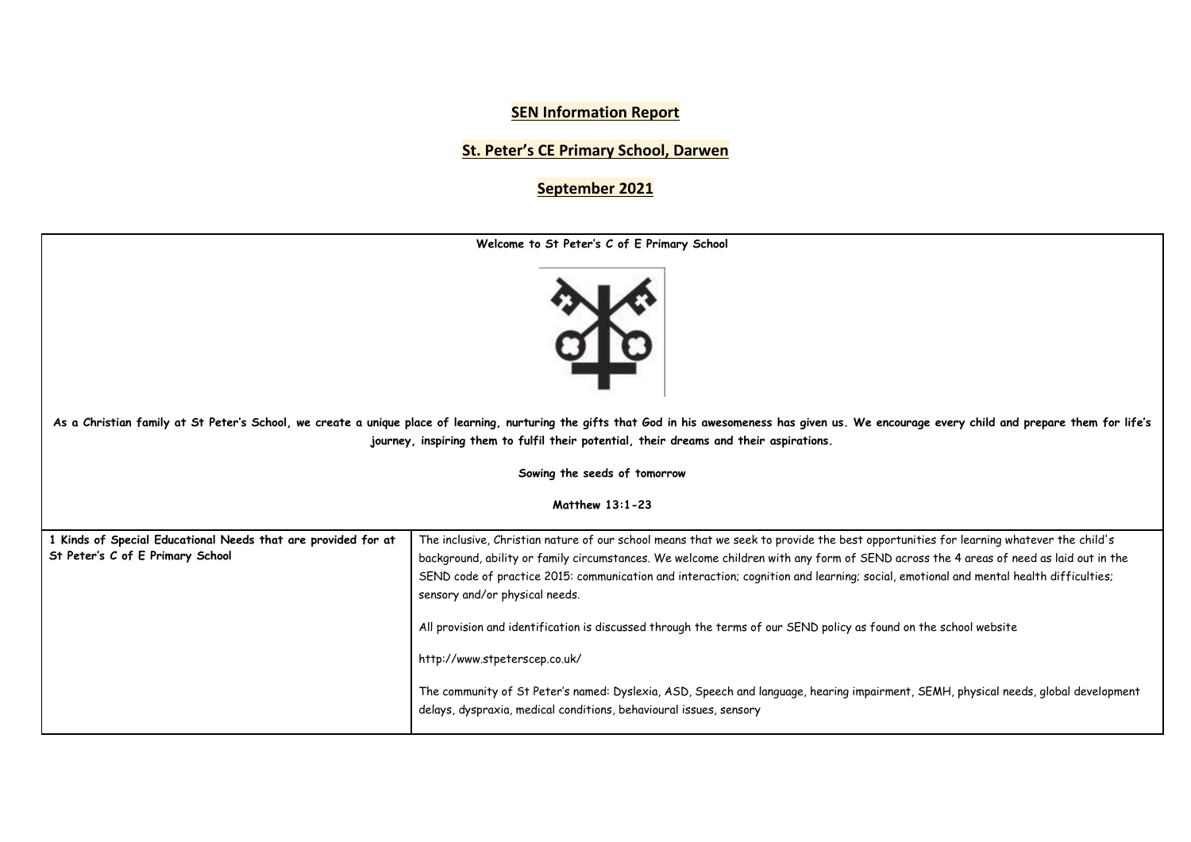# SEN Information Report

## St. Peter's CE Primary School, Darwen

## September 2021

**Welcome to St Peter's C of E Primary School**

**As a Christian family at St Peter's School, we create a unique place of learning, nurturing the gifts that God in his awesomeness has given us. We encourage every child and prepare them for life's journey, inspiring them to fulfil their potential, their dreams and their aspirations.**

**Sowing the seeds of tomorrow**

**Matthew 13:1-23**

| | |
|---|---|
| **1 Kinds of Special Educational Needs that are provided for at St Peter's C of E Primary School** | The inclusive, Christian nature of our school means that we seek to provide the best opportunities for learning whatever the child's background, ability or family circumstances. We welcome children with any form of SEND across the 4 areas of need as laid out in the SEND code of practice 2015: communication and interaction; cognition and learning; social, emotional and mental health difficulties; sensory and/or physical needs.<br><br>All provision and identification is discussed through the terms of our SEND policy as found on the school website<br><br>http://www.stpeterscep.co.uk/<br><br>The community of St Peter's named: Dyslexia, ASD, Speech and language, hearing impairment, SEMH, physical needs, global development delays, dyspraxia, medical conditions, behavioural issues, sensory |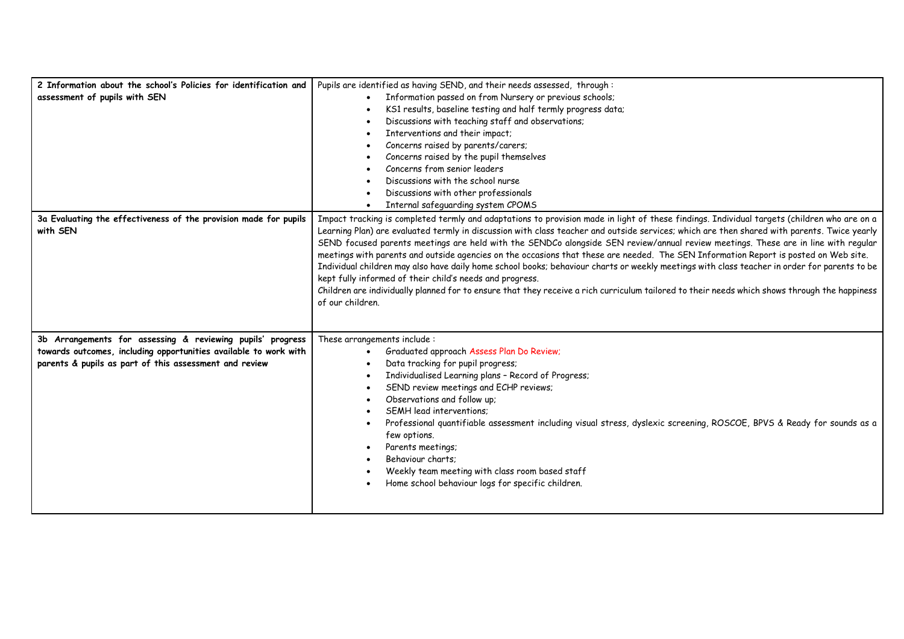| | |
|---|---|
| **2 Information about the school's Policies for identification and assessment of pupils with SEN** | Pupils are identified as having SEND, and their needs assessed, through :<br>• Information passed on from Nursery or previous schools;<br>• KS1 results, baseline testing and half termly progress data;<br>• Discussions with teaching staff and observations;<br>• Interventions and their impact;<br>• Concerns raised by parents/carers;<br>• Concerns raised by the pupil themselves<br>• Concerns from senior leaders<br>• Discussions with the school nurse<br>• Discussions with other professionals<br>• Internal safeguarding system CPOMS |
| **3a Evaluating the effectiveness of the provision made for pupils with SEN** | Impact tracking is completed termly and adaptations to provision made in light of these findings. Individual targets (children who are on a Learning Plan) are evaluated termly in discussion with class teacher and outside services; which are then shared with parents. Twice yearly SEND focused parents meetings are held with the SENDCo alongside SEN review/annual review meetings. These are in line with regular meetings with parents and outside agencies on the occasions that these are needed. The SEN Information Report is posted on Web site. Individual children may also have daily home school books; behaviour charts or weekly meetings with class teacher in order for parents to be kept fully informed of their child's needs and progress.<br>Children are individually planned for to ensure that they receive a rich curriculum tailored to their needs which shows through the happiness of our children. |
| **3b Arrangements for assessing & reviewing pupils' progress towards outcomes, including opportunities available to work with parents & pupils as part of this assessment and review** | These arrangements include :<br>• Graduated approach Assess Plan Do Review;<br>• Data tracking for pupil progress;<br>• Individualised Learning plans – Record of Progress;<br>• SEND review meetings and ECHP reviews;<br>• Observations and follow up;<br>• SEMH lead interventions;<br>• Professional quantifiable assessment including visual stress, dyslexic screening, ROSCOE, BPVS & Ready for sounds as a few options.<br>• Parents meetings;<br>• Behaviour charts;<br>• Weekly team meeting with class room based staff<br>• Home school behaviour logs for specific children. |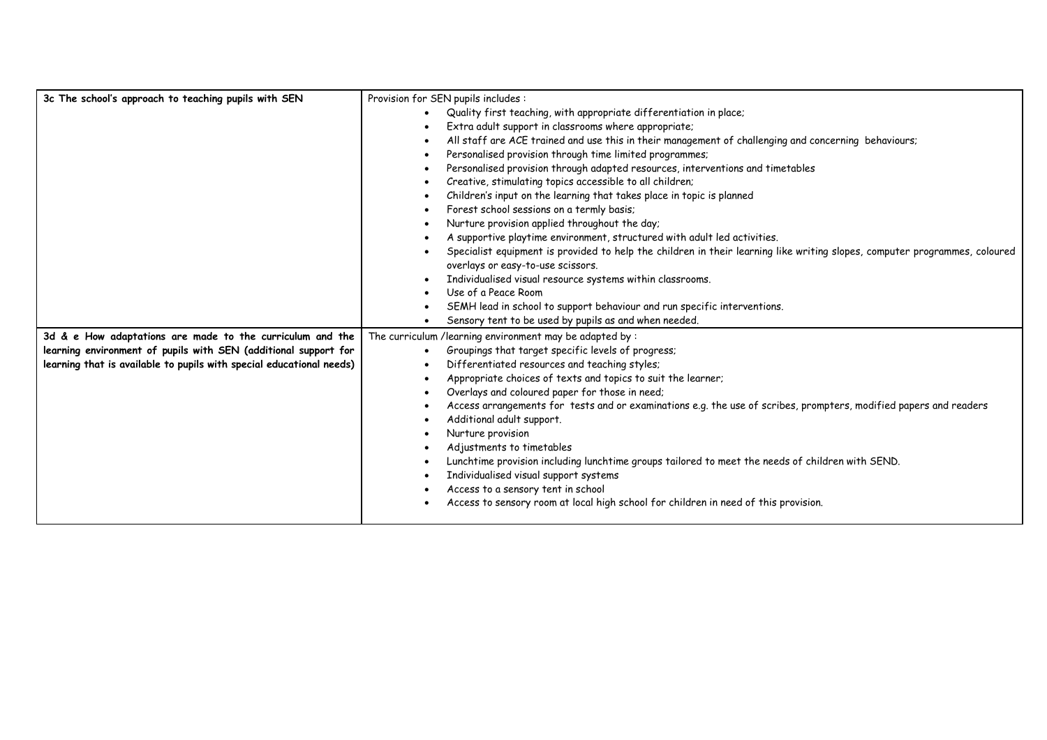| | |
|---|---|
| **3c The school's approach to teaching pupils with SEN** | Provision for SEN pupils includes :<br>• Quality first teaching, with appropriate differentiation in place;<br>• Extra adult support in classrooms where appropriate;<br>• All staff are ACE trained and use this in their management of challenging and concerning behaviours;<br>• Personalised provision through time limited programmes;<br>• Personalised provision through adapted resources, interventions and timetables<br>• Creative, stimulating topics accessible to all children;<br>• Children's input on the learning that takes place in topic is planned<br>• Forest school sessions on a termly basis;<br>• Nurture provision applied throughout the day;<br>• A supportive playtime environment, structured with adult led activities.<br>• Specialist equipment is provided to help the children in their learning like writing slopes, computer programmes, coloured overlays or easy-to-use scissors.<br>• Individualised visual resource systems within classrooms.<br>• Use of a Peace Room<br>• SEMH lead in school to support behaviour and run specific interventions.<br>• Sensory tent to be used by pupils as and when needed. |
| **3d & e How adaptations are made to the curriculum and the learning environment of pupils with SEN (additional support for learning that is available to pupils with special educational needs)** | The curriculum /learning environment may be adapted by :<br>• Groupings that target specific levels of progress;<br>• Differentiated resources and teaching styles;<br>• Appropriate choices of texts and topics to suit the learner;<br>• Overlays and coloured paper for those in need;<br>• Access arrangements for tests and or examinations e.g. the use of scribes, prompters, modified papers and readers<br>• Additional adult support.<br>• Nurture provision<br>• Adjustments to timetables<br>• Lunchtime provision including lunchtime groups tailored to meet the needs of children with SEND.<br>• Individualised visual support systems<br>• Access to a sensory tent in school<br>• Access to sensory room at local high school for children in need of this provision. |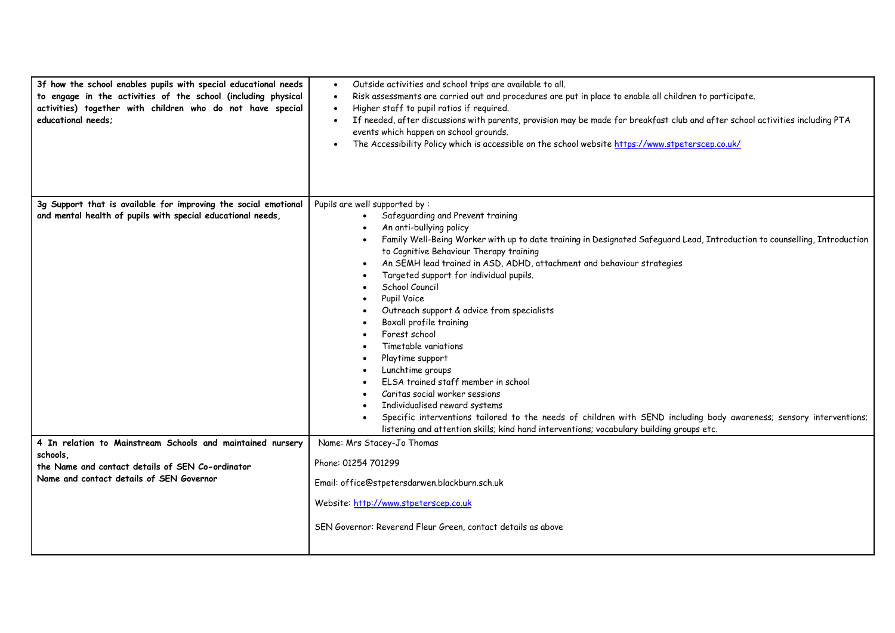| | |
|---|---|
| **3f how the school enables pupils with special educational needs to engage in the activities of the school (including physical activities) together with children who do not have special educational needs;** | • Outside activities and school trips are available to all.<br>• Risk assessments are carried out and procedures are put in place to enable all children to participate.<br>• Higher staff to pupil ratios if required.<br>• If needed, after discussions with parents, provision may be made for breakfast club and after school activities including PTA events which happen on school grounds.<br>• The Accessibility Policy which is accessible on the school website [https://www.stpeterscep.co.uk/](https://www.stpeterscep.co.uk/) |
| **3g Support that is available for improving the social emotional and mental health of pupils with special educational needs,** | Pupils are well supported by :<br>• Safeguarding and Prevent training<br>• An anti-bullying policy<br>• Family Well-Being Worker with up to date training in Designated Safeguard Lead, Introduction to counselling, Introduction to Cognitive Behaviour Therapy training<br>• An SEMH lead trained in ASD, ADHD, attachment and behaviour strategies<br>• Targeted support for individual pupils.<br>• School Council<br>• Pupil Voice<br>• Outreach support & advice from specialists<br>• Boxall profile training<br>• Forest school<br>• Timetable variations<br>• Playtime support<br>• Lunchtime groups<br>• ELSA trained staff member in school<br>• Caritas social worker sessions<br>• Individualised reward systems<br>• Specific interventions tailored to the needs of children with SEND including body awareness; sensory interventions; listening and attention skills; kind hand interventions; vocabulary building groups etc. |
| **4 In relation to Mainstream Schools and maintained nursery schools,<br>the Name and contact details of SEN Co-ordinator<br>Name and contact details of SEN Governor** | Name: Mrs Stacey-Jo Thomas<br><br>Phone: 01254 701299<br><br>Email: office@stpetersdarwen.blackburn.sch.uk<br><br>Website: [http://www.stpeterscep.co.uk](http://www.stpeterscep.co.uk)<br><br>SEN Governor: Reverend Fleur Green, contact details as above |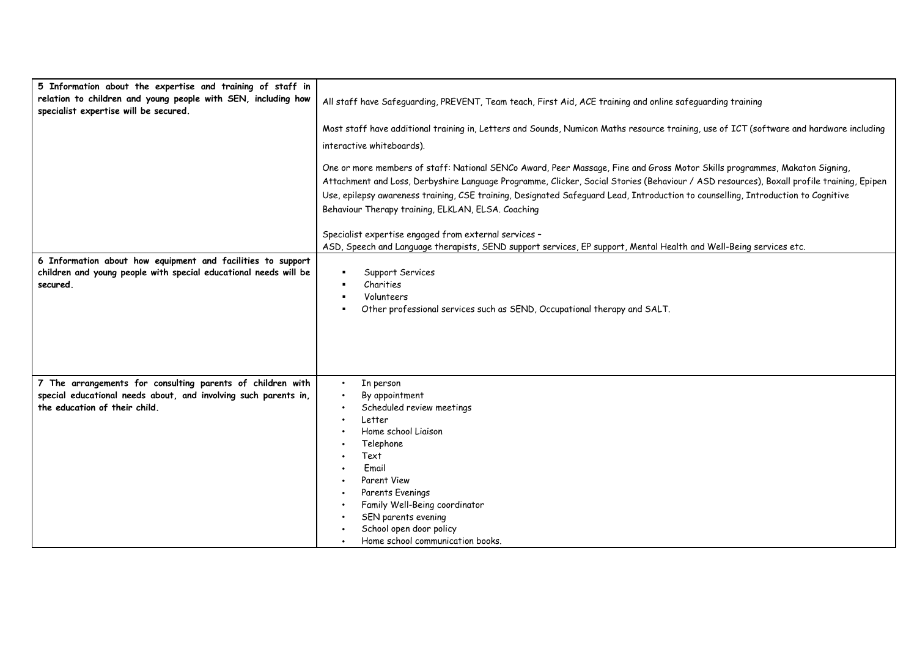| | |
|---|---|
| **5 Information about the expertise and training of staff in relation to children and young people with SEN, including how specialist expertise will be secured.** | All staff have Safeguarding, PREVENT, Team teach, First Aid, ACE training and online safeguarding training<br><br>Most staff have additional training in, Letters and Sounds, Numicon Maths resource training, use of ICT (software and hardware including interactive whiteboards).<br><br>One or more members of staff: National SENCo Award, Peer Massage, Fine and Gross Motor Skills programmes, Makaton Signing, Attachment and Loss, Derbyshire Language Programme, Clicker, Social Stories (Behaviour / ASD resources), Boxall profile training, Epipen Use, epilepsy awareness training, CSE training, Designated Safeguard Lead, Introduction to counselling, Introduction to Cognitive Behaviour Therapy training, ELKLAN, ELSA. Coaching<br><br>Specialist expertise engaged from external services –<br>ASD, Speech and Language therapists, SEND support services, EP support, Mental Health and Well-Being services etc. |
| **6 Information about how equipment and facilities to support children and young people with special educational needs will be secured.** | ▪ Support Services<br>▪ Charities<br>▪ Volunteers<br>▪ Other professional services such as SEND, Occupational therapy and SALT. |
| **7 The arrangements for consulting parents of children with special educational needs about, and involving such parents in, the education of their child.** | • In person<br>• By appointment<br>• Scheduled review meetings<br>• Letter<br>• Home school Liaison<br>• Telephone<br>• Text<br>• Email<br>• Parent View<br>• Parents Evenings<br>• Family Well-Being coordinator<br>• SEN parents evening<br>• School open door policy<br>• Home school communication books. |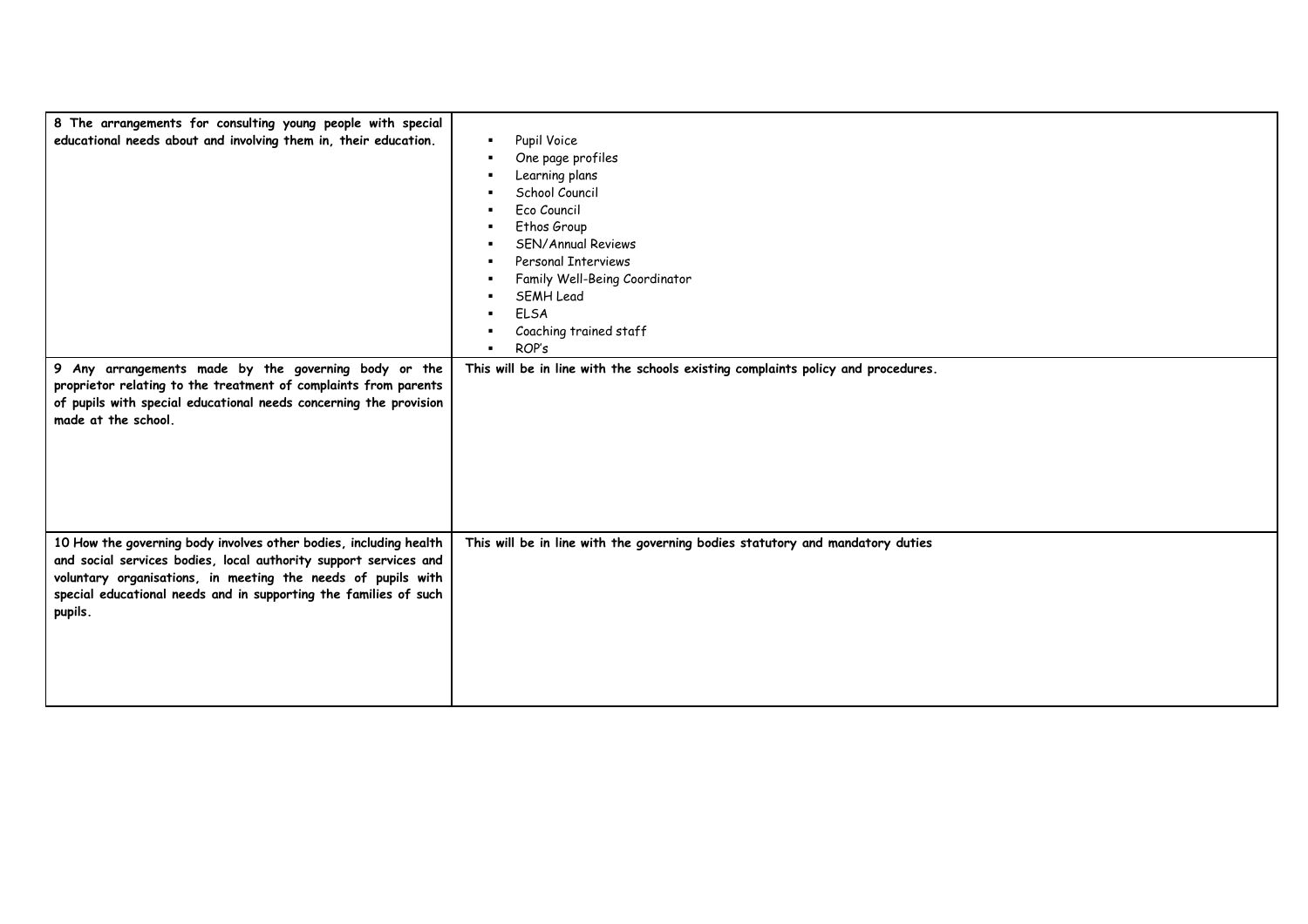| | |
|---|---|
| **8 The arrangements for consulting young people with special educational needs about and involving them in, their education.** | <ul><li>Pupil Voice</li><li>One page profiles</li><li>Learning plans</li><li>School Council</li><li>Eco Council</li><li>Ethos Group</li><li>SEN/Annual Reviews</li><li>Personal Interviews</li><li>Family Well-Being Coordinator</li><li>SEMH Lead</li><li>ELSA</li><li>Coaching trained staff</li><li>ROP's</li></ul> |
| **9 Any arrangements made by the governing body or the proprietor relating to the treatment of complaints from parents of pupils with special educational needs concerning the provision made at the school.** | **This will be in line with the schools existing complaints policy and procedures.** |
| **10 How the governing body involves other bodies, including health and social services bodies, local authority support services and voluntary organisations, in meeting the needs of pupils with special educational needs and in supporting the families of such pupils.** | **This will be in line with the governing bodies statutory and mandatory duties** |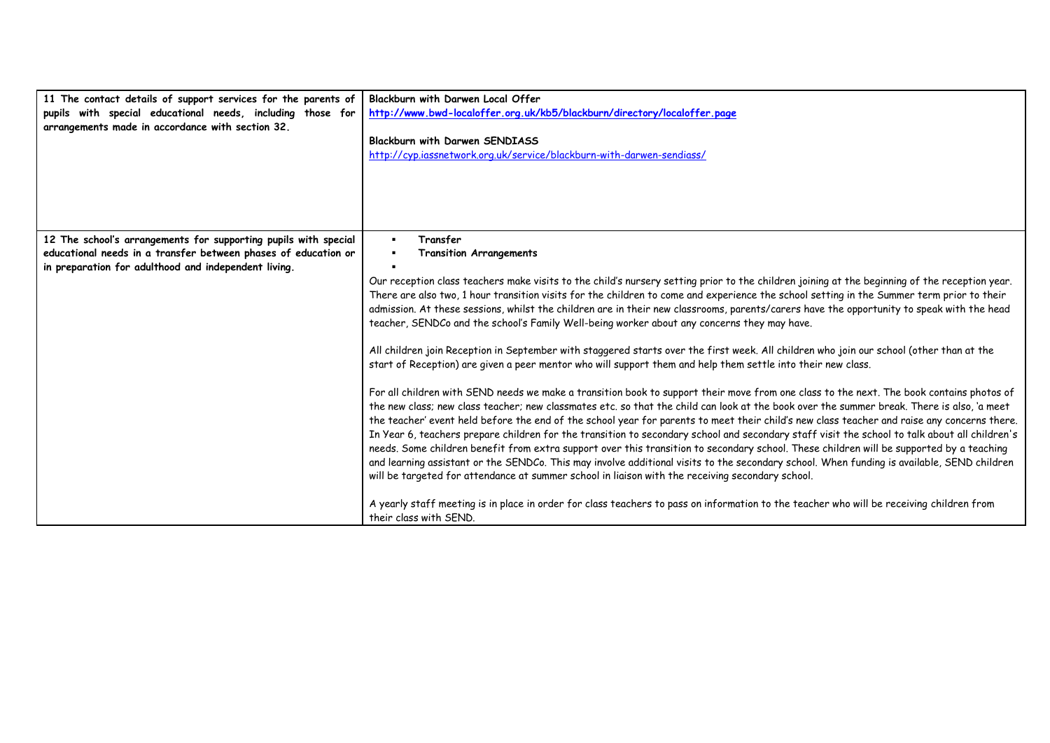| | |
|---|---|
| **11 The contact details of support services for the parents of pupils with special educational needs, including those for arrangements made in accordance with section 32.** | **Blackburn with Darwen Local Offer**<br>**http://www.bwd-localoffer.org.uk/kb5/blackburn/directory/localoffer.page**<br><br>**Blackburn with Darwen SENDIASS**<br>http://cyp.iassnetwork.org.uk/service/blackburn-with-darwen-sendiass/ |
| **12 The school's arrangements for supporting pupils with special educational needs in a transfer between phases of education or in preparation for adulthood and independent living.** | ▪ **Transfer**<br>▪ **Transition Arrangements**<br>▪<br>Our reception class teachers make visits to the child's nursery setting prior to the children joining at the beginning of the reception year. There are also two, 1 hour transition visits for the children to come and experience the school setting in the Summer term prior to their admission. At these sessions, whilst the children are in their new classrooms, parents/carers have the opportunity to speak with the head teacher, SENDCo and the school's Family Well-being worker about any concerns they may have.<br><br>All children join Reception in September with staggered starts over the first week. All children who join our school (other than at the start of Reception) are given a peer mentor who will support them and help them settle into their new class.<br><br>For all children with SEND needs we make a transition book to support their move from one class to the next. The book contains photos of the new class; new class teacher; new classmates etc. so that the child can look at the book over the summer break. There is also, 'a meet the teacher' event held before the end of the school year for parents to meet their child's new class teacher and raise any concerns there. In Year 6, teachers prepare children for the transition to secondary school and secondary staff visit the school to talk about all children's needs. Some children benefit from extra support over this transition to secondary school. These children will be supported by a teaching and learning assistant or the SENDCo. This may involve additional visits to the secondary school. When funding is available, SEND children will be targeted for attendance at summer school in liaison with the receiving secondary school.<br><br>A yearly staff meeting is in place in order for class teachers to pass on information to the teacher who will be receiving children from their class with SEND. |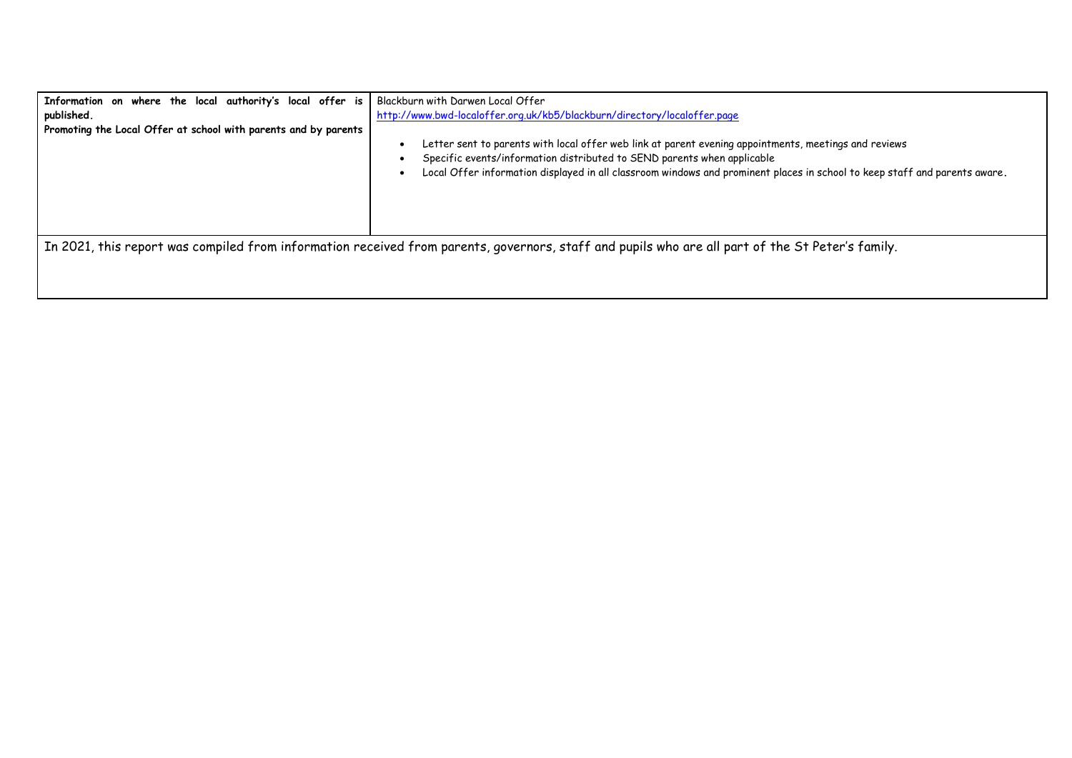| | |
|---|---|
| **Information on where the local authority's local offer is published.**<br>**Promoting the Local Offer at school with parents and by parents** | Blackburn with Darwen Local Offer<br>http://www.bwd-localoffer.org.uk/kb5/blackburn/directory/localoffer.page<br><br>• Letter sent to parents with local offer web link at parent evening appointments, meetings and reviews<br>• Specific events/information distributed to SEND parents when applicable<br>• Local Offer information displayed in all classroom windows and prominent places in school to keep staff and parents aware. |
| In 2021, this report was compiled from information received from parents, governors, staff and pupils who are all part of the St Peter's family. | |